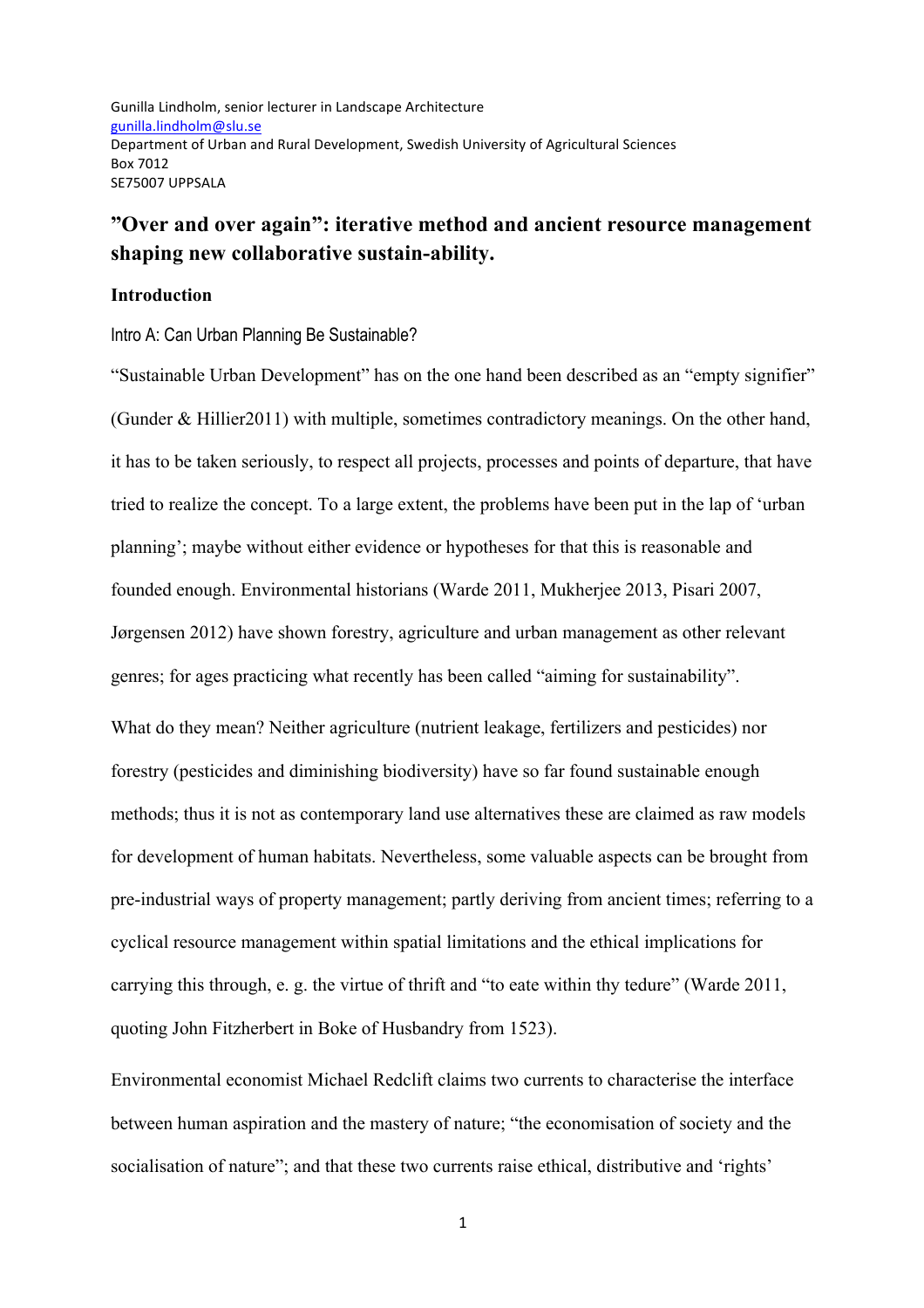Gunilla Lindholm, senior lecturer in Landscape Architecture
gunilla.lindholm@slu.se
Department of Urban and Rural Development, Swedish University of Agricultural Sciences
Box 7012
SE75007 UPPSALA

# "Over and over again": iterative method and ancient resource management shaping new collaborative sustain-ability.

## Introduction

### Intro A: Can Urban Planning Be Sustainable?

"Sustainable Urban Development" has on the one hand been described as an "empty signifier" (Gunder & Hillier2011) with multiple, sometimes contradictory meanings. On the other hand, it has to be taken seriously, to respect all projects, processes and points of departure, that have tried to realize the concept. To a large extent, the problems have been put in the lap of 'urban planning'; maybe without either evidence or hypotheses for that this is reasonable and founded enough. Environmental historians (Warde 2011, Mukherjee 2013, Pisari 2007, Jørgensen 2012) have shown forestry, agriculture and urban management as other relevant genres; for ages practicing what recently has been called "aiming for sustainability".

What do they mean? Neither agriculture (nutrient leakage, fertilizers and pesticides) nor forestry (pesticides and diminishing biodiversity) have so far found sustainable enough methods; thus it is not as contemporary land use alternatives these are claimed as raw models for development of human habitats. Nevertheless, some valuable aspects can be brought from pre-industrial ways of property management; partly deriving from ancient times; referring to a cyclical resource management within spatial limitations and the ethical implications for carrying this through, e. g. the virtue of thrift and "to eate within thy tedure" (Warde 2011, quoting John Fitzherbert in Boke of Husbandry from 1523).

Environmental economist Michael Redclift claims two currents to characterise the interface between human aspiration and the mastery of nature; "the economisation of society and the socialisation of nature"; and that these two currents raise ethical, distributive and 'rights'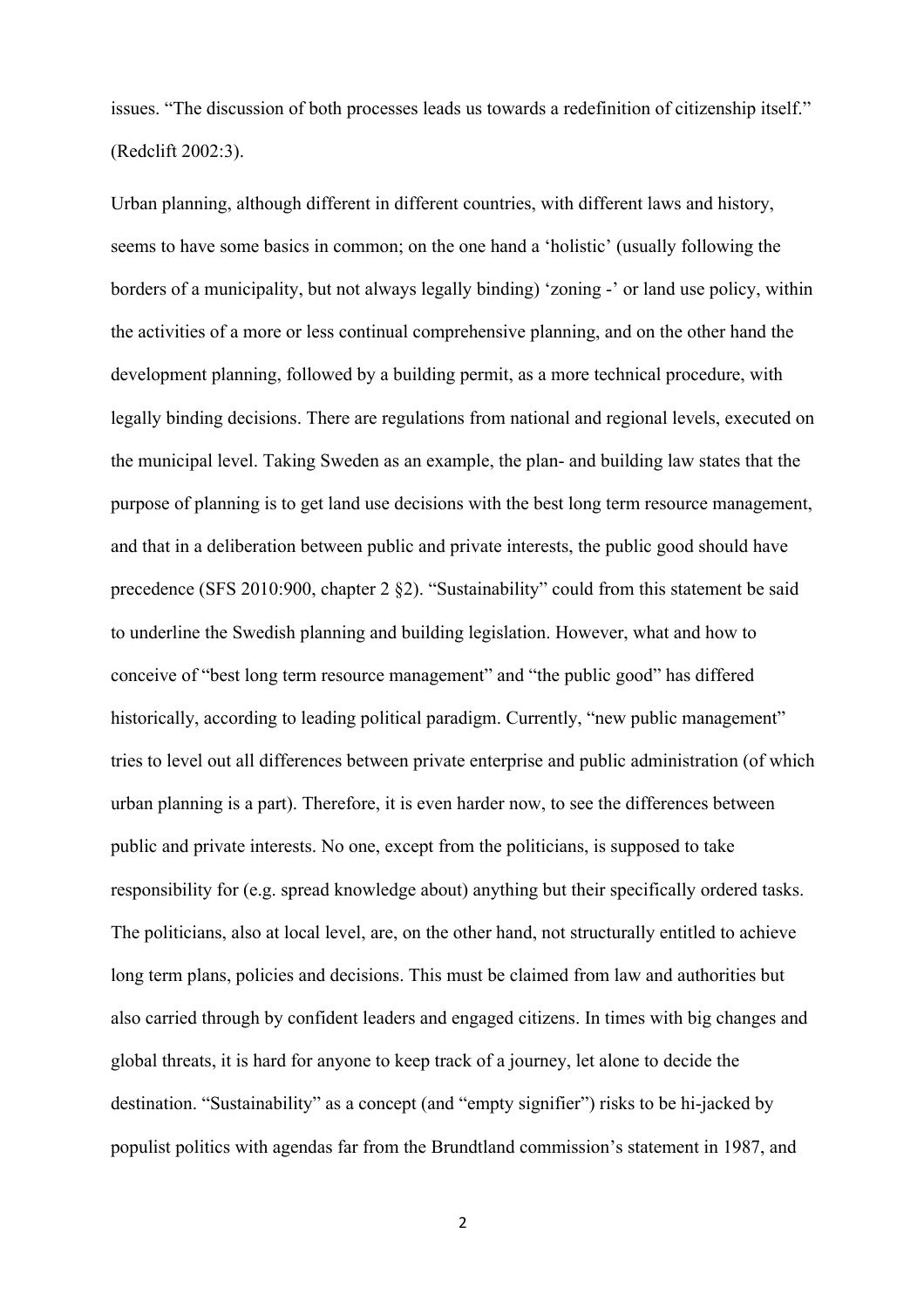issues. “The discussion of both processes leads us towards a redefinition of citizenship itself.” (Redclift 2002:3).

Urban planning, although different in different countries, with different laws and history, seems to have some basics in common; on the one hand a ‘holistic’ (usually following the borders of a municipality, but not always legally binding) ‘zoning -’ or land use policy, within the activities of a more or less continual comprehensive planning, and on the other hand the development planning, followed by a building permit, as a more technical procedure, with legally binding decisions. There are regulations from national and regional levels, executed on the municipal level. Taking Sweden as an example, the plan- and building law states that the purpose of planning is to get land use decisions with the best long term resource management, and that in a deliberation between public and private interests, the public good should have precedence (SFS 2010:900, chapter 2 §2). “Sustainability” could from this statement be said to underline the Swedish planning and building legislation. However, what and how to conceive of “best long term resource management” and “the public good” has differed historically, according to leading political paradigm. Currently, “new public management” tries to level out all differences between private enterprise and public administration (of which urban planning is a part). Therefore, it is even harder now, to see the differences between public and private interests. No one, except from the politicians, is supposed to take responsibility for (e.g. spread knowledge about) anything but their specifically ordered tasks. The politicians, also at local level, are, on the other hand, not structurally entitled to achieve long term plans, policies and decisions. This must be claimed from law and authorities but also carried through by confident leaders and engaged citizens. In times with big changes and global threats, it is hard for anyone to keep track of a journey, let alone to decide the destination. “Sustainability” as a concept (and “empty signifier”) risks to be hi-jacked by populist politics with agendas far from the Brundtland commission’s statement in 1987, and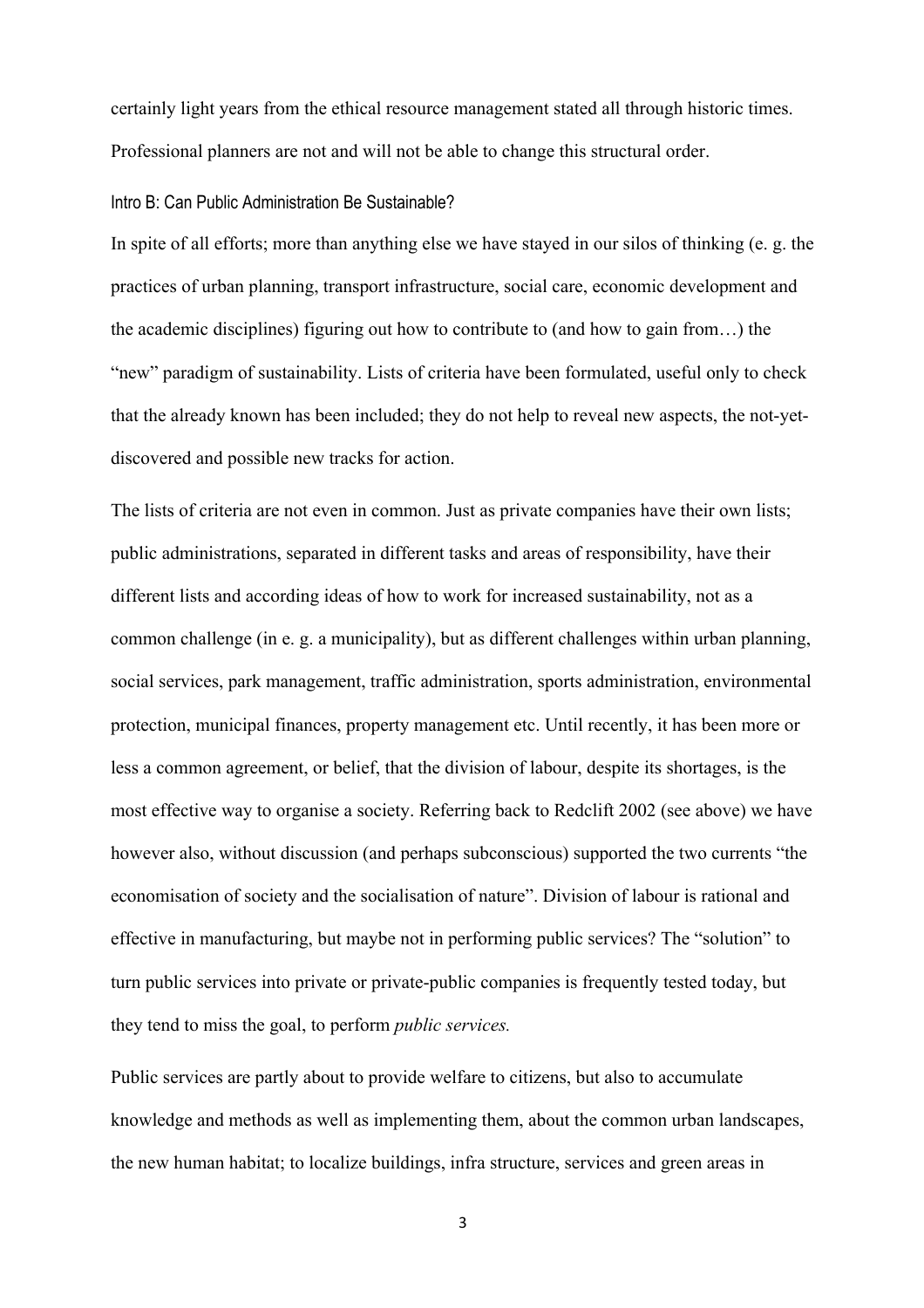certainly light years from the ethical resource management stated all through historic times. Professional planners are not and will not be able to change this structural order.

## Intro B: Can Public Administration Be Sustainable?

In spite of all efforts; more than anything else we have stayed in our silos of thinking (e. g. the practices of urban planning, transport infrastructure, social care, economic development and the academic disciplines) figuring out how to contribute to (and how to gain from…) the "new" paradigm of sustainability. Lists of criteria have been formulated, useful only to check that the already known has been included; they do not help to reveal new aspects, the not-yet-discovered and possible new tracks for action.

The lists of criteria are not even in common. Just as private companies have their own lists; public administrations, separated in different tasks and areas of responsibility, have their different lists and according ideas of how to work for increased sustainability, not as a common challenge (in e. g. a municipality), but as different challenges within urban planning, social services, park management, traffic administration, sports administration, environmental protection, municipal finances, property management etc. Until recently, it has been more or less a common agreement, or belief, that the division of labour, despite its shortages, is the most effective way to organise a society. Referring back to Redclift 2002 (see above) we have however also, without discussion (and perhaps subconscious) supported the two currents "the economisation of society and the socialisation of nature". Division of labour is rational and effective in manufacturing, but maybe not in performing public services? The "solution" to turn public services into private or private-public companies is frequently tested today, but they tend to miss the goal, to perform *public services.*

Public services are partly about to provide welfare to citizens, but also to accumulate knowledge and methods as well as implementing them, about the common urban landscapes, the new human habitat; to localize buildings, infra structure, services and green areas in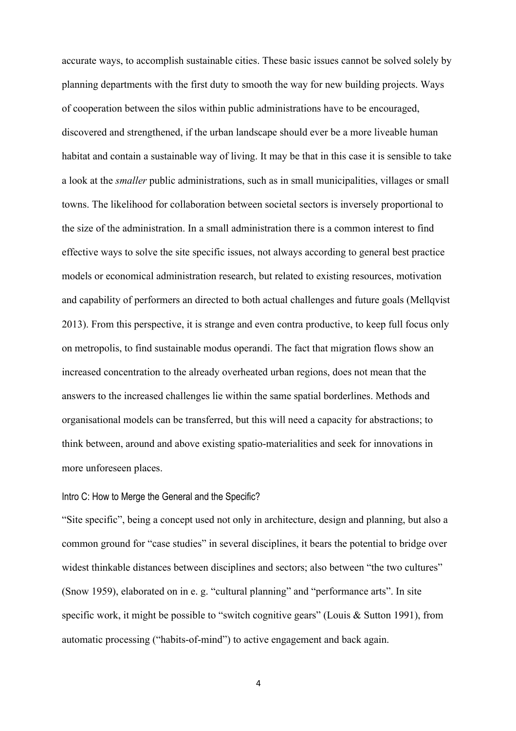accurate ways, to accomplish sustainable cities. These basic issues cannot be solved solely by planning departments with the first duty to smooth the way for new building projects. Ways of cooperation between the silos within public administrations have to be encouraged, discovered and strengthened, if the urban landscape should ever be a more liveable human habitat and contain a sustainable way of living. It may be that in this case it is sensible to take a look at the *smaller* public administrations, such as in small municipalities, villages or small towns. The likelihood for collaboration between societal sectors is inversely proportional to the size of the administration. In a small administration there is a common interest to find effective ways to solve the site specific issues, not always according to general best practice models or economical administration research, but related to existing resources, motivation and capability of performers an directed to both actual challenges and future goals (Mellqvist 2013). From this perspective, it is strange and even contra productive, to keep full focus only on metropolis, to find sustainable modus operandi. The fact that migration flows show an increased concentration to the already overheated urban regions, does not mean that the answers to the increased challenges lie within the same spatial borderlines. Methods and organisational models can be transferred, but this will need a capacity for abstractions; to think between, around and above existing spatio-materialities and seek for innovations in more unforeseen places.

### Intro C: How to Merge the General and the Specific?

"Site specific", being a concept used not only in architecture, design and planning, but also a common ground for "case studies" in several disciplines, it bears the potential to bridge over widest thinkable distances between disciplines and sectors; also between "the two cultures" (Snow 1959), elaborated on in e. g. "cultural planning" and "performance arts". In site specific work, it might be possible to "switch cognitive gears" (Louis & Sutton 1991), from automatic processing ("habits-of-mind") to active engagement and back again.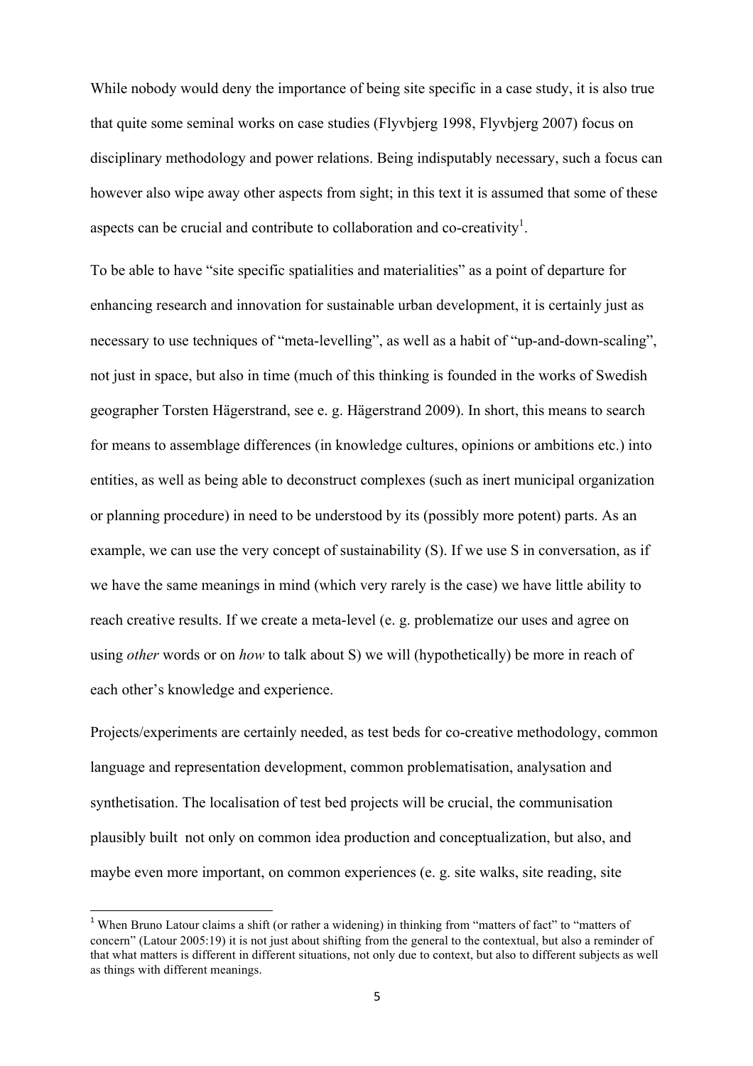While nobody would deny the importance of being site specific in a case study, it is also true that quite some seminal works on case studies (Flyvbjerg 1998, Flyvbjerg 2007) focus on disciplinary methodology and power relations. Being indisputably necessary, such a focus can however also wipe away other aspects from sight; in this text it is assumed that some of these aspects can be crucial and contribute to collaboration and co-creativity[1].

To be able to have "site specific spatialities and materialities" as a point of departure for enhancing research and innovation for sustainable urban development, it is certainly just as necessary to use techniques of "meta-levelling", as well as a habit of "up-and-down-scaling", not just in space, but also in time (much of this thinking is founded in the works of Swedish geographer Torsten Hägerstrand, see e. g. Hägerstrand 2009). In short, this means to search for means to assemblage differences (in knowledge cultures, opinions or ambitions etc.) into entities, as well as being able to deconstruct complexes (such as inert municipal organization or planning procedure) in need to be understood by its (possibly more potent) parts. As an example, we can use the very concept of sustainability (S). If we use S in conversation, as if we have the same meanings in mind (which very rarely is the case) we have little ability to reach creative results. If we create a meta-level (e. g. problematize our uses and agree on using *other* words or on *how* to talk about S) we will (hypothetically) be more in reach of each other's knowledge and experience.

Projects/experiments are certainly needed, as test beds for co-creative methodology, common language and representation development, common problematisation, analysation and synthetisation. The localisation of test bed projects will be crucial, the communisation plausibly built not only on common idea production and conceptualization, but also, and maybe even more important, on common experiences (e. g. site walks, site reading, site

---

[1] When Bruno Latour claims a shift (or rather a widening) in thinking from "matters of fact" to "matters of concern" (Latour 2005:19) it is not just about shifting from the general to the contextual, but also a reminder of that what matters is different in different situations, not only due to context, but also to different subjects as well as things with different meanings.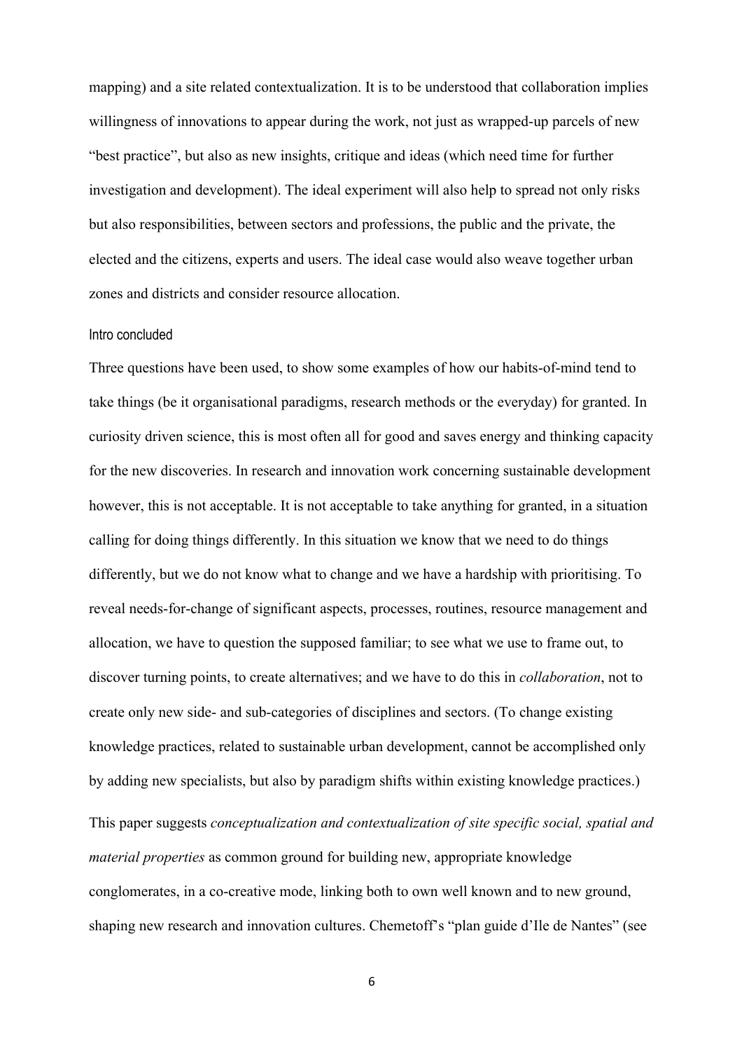mapping) and a site related contextualization. It is to be understood that collaboration implies willingness of innovations to appear during the work, not just as wrapped-up parcels of new "best practice", but also as new insights, critique and ideas (which need time for further investigation and development). The ideal experiment will also help to spread not only risks but also responsibilities, between sectors and professions, the public and the private, the elected and the citizens, experts and users. The ideal case would also weave together urban zones and districts and consider resource allocation.

### Intro concluded

Three questions have been used, to show some examples of how our habits-of-mind tend to take things (be it organisational paradigms, research methods or the everyday) for granted. In curiosity driven science, this is most often all for good and saves energy and thinking capacity for the new discoveries. In research and innovation work concerning sustainable development however, this is not acceptable. It is not acceptable to take anything for granted, in a situation calling for doing things differently. In this situation we know that we need to do things differently, but we do not know what to change and we have a hardship with prioritising. To reveal needs-for-change of significant aspects, processes, routines, resource management and allocation, we have to question the supposed familiar; to see what we use to frame out, to discover turning points, to create alternatives; and we have to do this in *collaboration*, not to create only new side- and sub-categories of disciplines and sectors. (To change existing knowledge practices, related to sustainable urban development, cannot be accomplished only by adding new specialists, but also by paradigm shifts within existing knowledge practices.)

This paper suggests *conceptualization and contextualization of site specific social, spatial and material properties* as common ground for building new, appropriate knowledge conglomerates, in a co-creative mode, linking both to own well known and to new ground, shaping new research and innovation cultures. Chemetoff's "plan guide d'Ile de Nantes" (see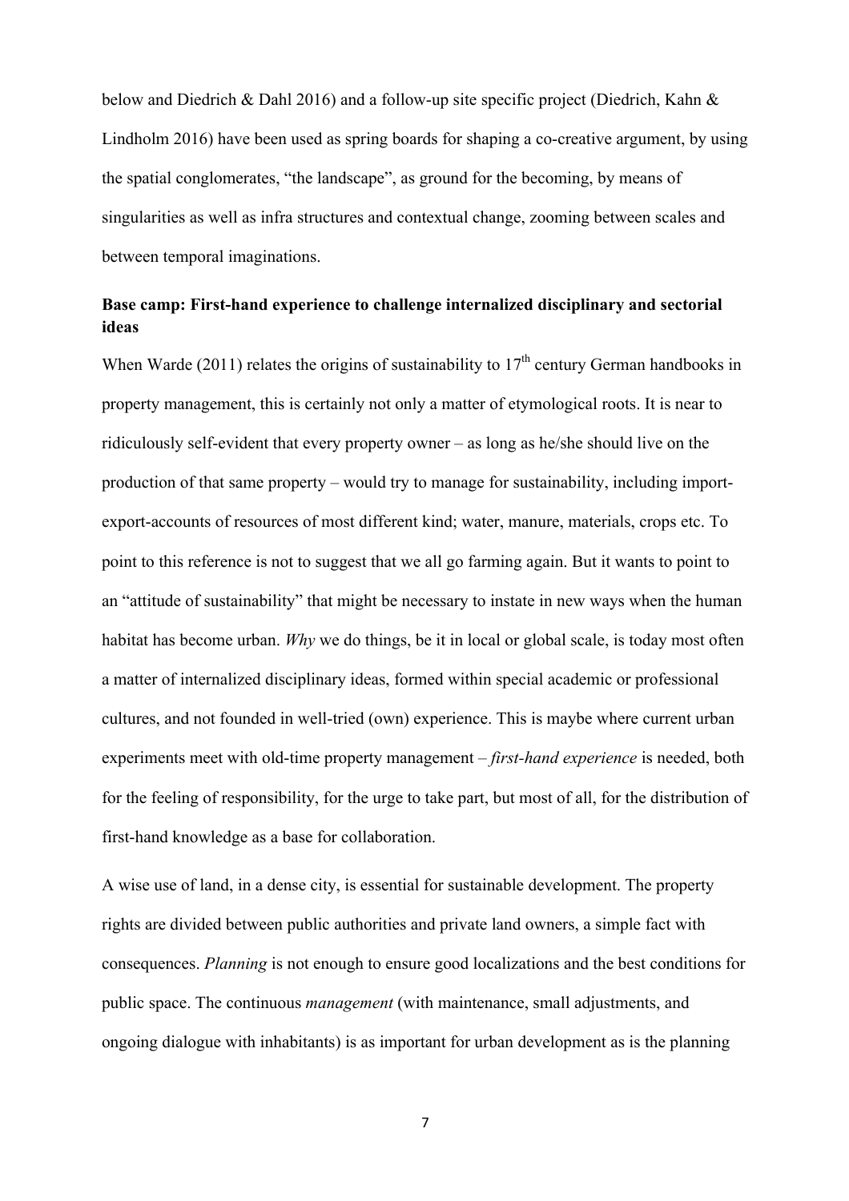below and Diedrich & Dahl 2016) and a follow-up site specific project (Diedrich, Kahn & Lindholm 2016) have been used as spring boards for shaping a co-creative argument, by using the spatial conglomerates, "the landscape", as ground for the becoming, by means of singularities as well as infra structures and contextual change, zooming between scales and between temporal imaginations.

## Base camp: First-hand experience to challenge internalized disciplinary and sectorial ideas

When Warde (2011) relates the origins of sustainability to 17th century German handbooks in property management, this is certainly not only a matter of etymological roots. It is near to ridiculously self-evident that every property owner – as long as he/she should live on the production of that same property – would try to manage for sustainability, including import-export-accounts of resources of most different kind; water, manure, materials, crops etc. To point to this reference is not to suggest that we all go farming again. But it wants to point to an "attitude of sustainability" that might be necessary to instate in new ways when the human habitat has become urban. *Why* we do things, be it in local or global scale, is today most often a matter of internalized disciplinary ideas, formed within special academic or professional cultures, and not founded in well-tried (own) experience. This is maybe where current urban experiments meet with old-time property management – *first-hand experience* is needed, both for the feeling of responsibility, for the urge to take part, but most of all, for the distribution of first-hand knowledge as a base for collaboration.

A wise use of land, in a dense city, is essential for sustainable development. The property rights are divided between public authorities and private land owners, a simple fact with consequences. *Planning* is not enough to ensure good localizations and the best conditions for public space. The continuous *management* (with maintenance, small adjustments, and ongoing dialogue with inhabitants) is as important for urban development as is the planning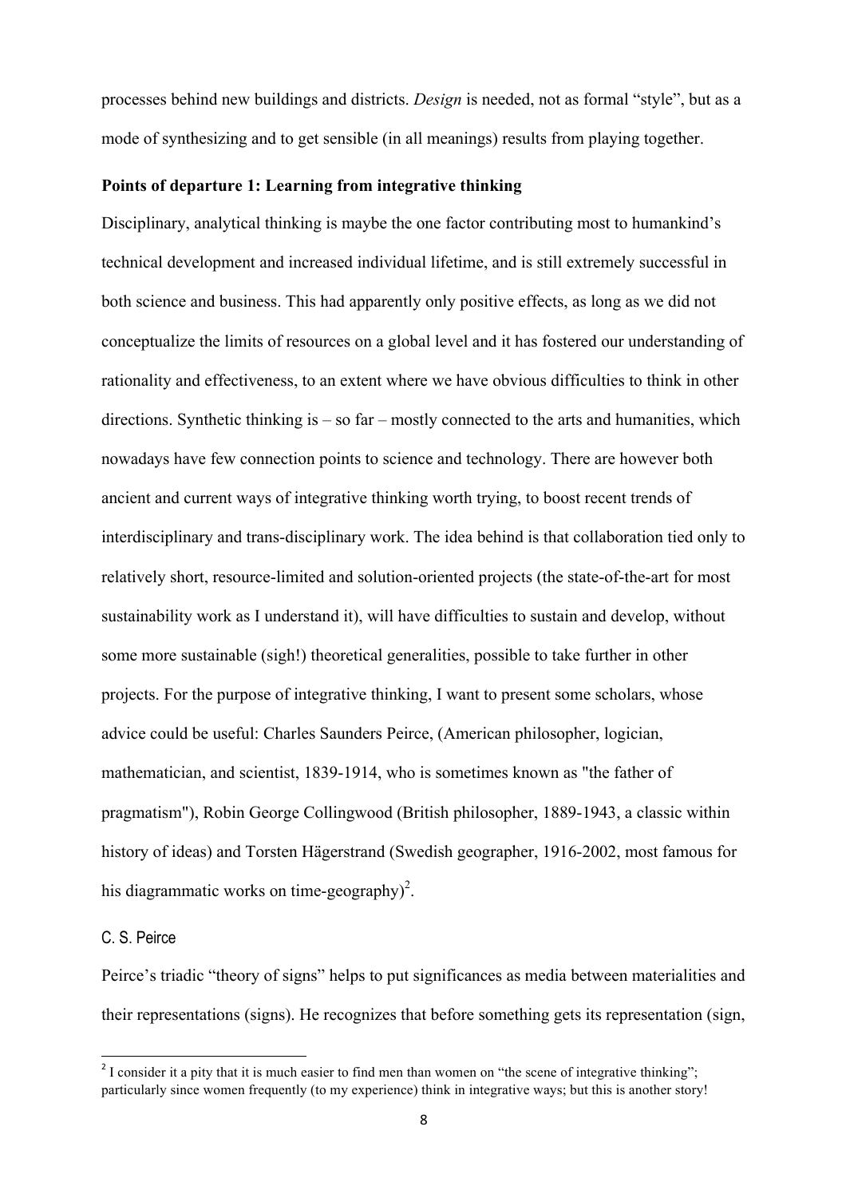processes behind new buildings and districts. *Design* is needed, not as formal "style", but as a mode of synthesizing and to get sensible (in all meanings) results from playing together.

**Points of departure 1: Learning from integrative thinking**

Disciplinary, analytical thinking is maybe the one factor contributing most to humankind's technical development and increased individual lifetime, and is still extremely successful in both science and business. This had apparently only positive effects, as long as we did not conceptualize the limits of resources on a global level and it has fostered our understanding of rationality and effectiveness, to an extent where we have obvious difficulties to think in other directions. Synthetic thinking is – so far – mostly connected to the arts and humanities, which nowadays have few connection points to science and technology. There are however both ancient and current ways of integrative thinking worth trying, to boost recent trends of interdisciplinary and trans-disciplinary work. The idea behind is that collaboration tied only to relatively short, resource-limited and solution-oriented projects (the state-of-the-art for most sustainability work as I understand it), will have difficulties to sustain and develop, without some more sustainable (sigh!) theoretical generalities, possible to take further in other projects. For the purpose of integrative thinking, I want to present some scholars, whose advice could be useful: Charles Saunders Peirce, (American philosopher, logician, mathematician, and scientist, 1839-1914, who is sometimes known as "the father of pragmatism"), Robin George Collingwood (British philosopher, 1889-1943, a classic within history of ideas) and Torsten Hägerstrand (Swedish geographer, 1916-2002, most famous for his diagrammatic works on time-geography)[2].

C. S. Peirce

Peirce's triadic "theory of signs" helps to put significances as media between materialities and their representations (signs). He recognizes that before something gets its representation (sign,

[2] I consider it a pity that it is much easier to find men than women on "the scene of integrative thinking"; particularly since women frequently (to my experience) think in integrative ways; but this is another story!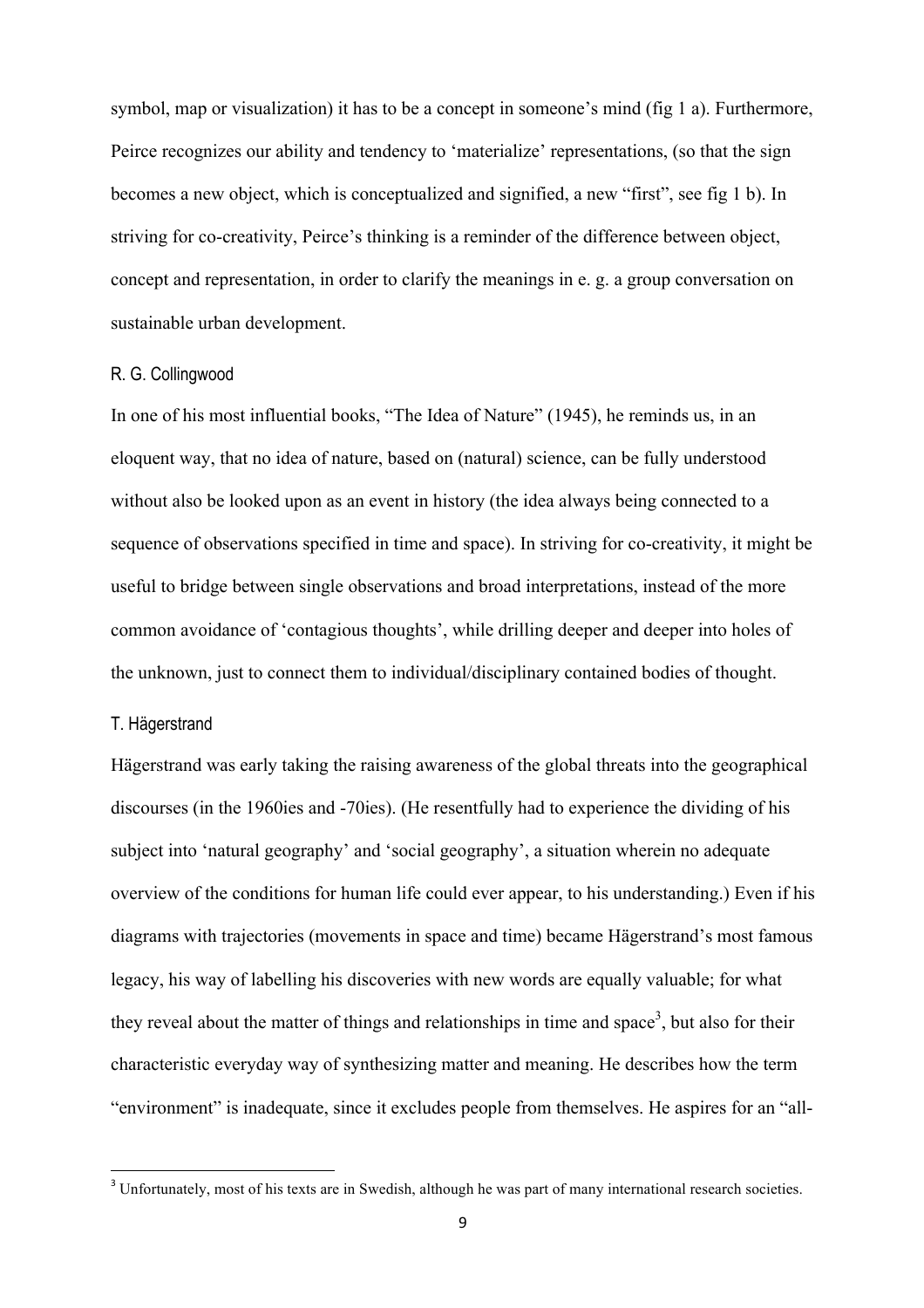symbol, map or visualization) it has to be a concept in someone's mind (fig 1 a). Furthermore, Peirce recognizes our ability and tendency to 'materialize' representations, (so that the sign becomes a new object, which is conceptualized and signified, a new "first", see fig 1 b). In striving for co-creativity, Peirce's thinking is a reminder of the difference between object, concept and representation, in order to clarify the meanings in e. g. a group conversation on sustainable urban development.

### R. G. Collingwood

In one of his most influential books, "The Idea of Nature" (1945), he reminds us, in an eloquent way, that no idea of nature, based on (natural) science, can be fully understood without also be looked upon as an event in history (the idea always being connected to a sequence of observations specified in time and space). In striving for co-creativity, it might be useful to bridge between single observations and broad interpretations, instead of the more common avoidance of 'contagious thoughts', while drilling deeper and deeper into holes of the unknown, just to connect them to individual/disciplinary contained bodies of thought.

### T. Hägerstrand

Hägerstrand was early taking the raising awareness of the global threats into the geographical discourses (in the 1960ies and -70ies). (He resentfully had to experience the dividing of his subject into 'natural geography' and 'social geography', a situation wherein no adequate overview of the conditions for human life could ever appear, to his understanding.) Even if his diagrams with trajectories (movements in space and time) became Hägerstrand's most famous legacy, his way of labelling his discoveries with new words are equally valuable; for what they reveal about the matter of things and relationships in time and space[3], but also for their characteristic everyday way of synthesizing matter and meaning. He describes how the term "environment" is inadequate, since it excludes people from themselves. He aspires for an "all-

[3] Unfortunately, most of his texts are in Swedish, although he was part of many international research societies.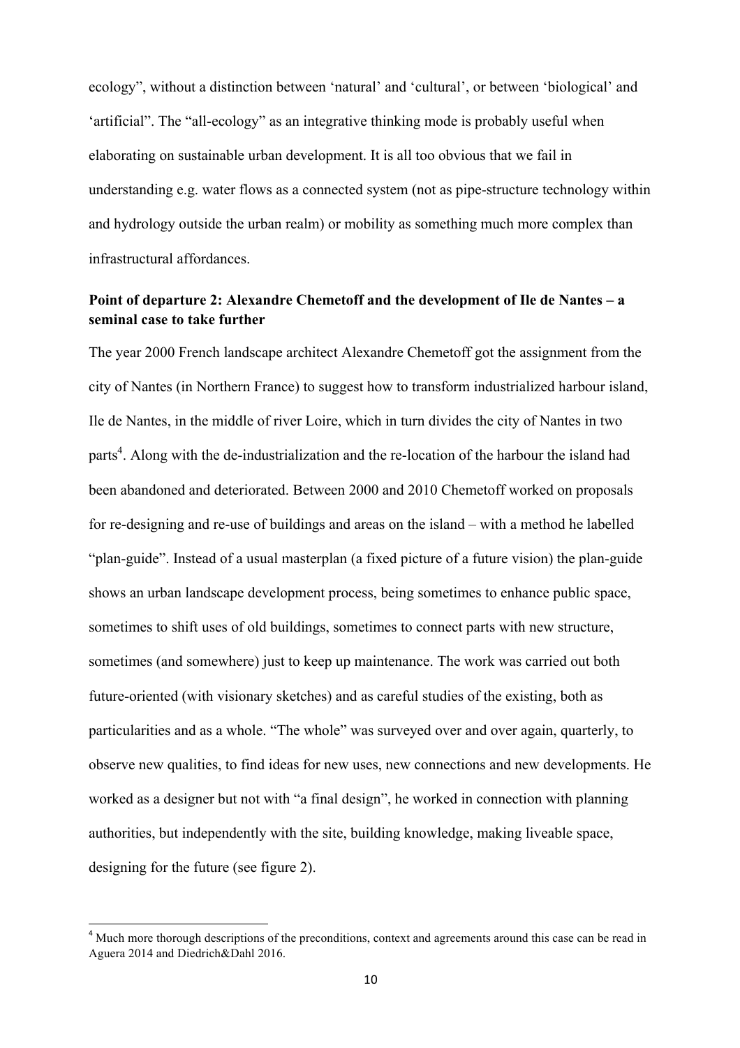ecology", without a distinction between 'natural' and 'cultural', or between 'biological' and 'artificial". The "all-ecology" as an integrative thinking mode is probably useful when elaborating on sustainable urban development. It is all too obvious that we fail in understanding e.g. water flows as a connected system (not as pipe-structure technology within and hydrology outside the urban realm) or mobility as something much more complex than infrastructural affordances.

**Point of departure 2: Alexandre Chemetoff and the development of Ile de Nantes – a seminal case to take further**

The year 2000 French landscape architect Alexandre Chemetoff got the assignment from the city of Nantes (in Northern France) to suggest how to transform industrialized harbour island, Ile de Nantes, in the middle of river Loire, which in turn divides the city of Nantes in two parts[4]. Along with the de-industrialization and the re-location of the harbour the island had been abandoned and deteriorated. Between 2000 and 2010 Chemetoff worked on proposals for re-designing and re-use of buildings and areas on the island – with a method he labelled "plan-guide". Instead of a usual masterplan (a fixed picture of a future vision) the plan-guide shows an urban landscape development process, being sometimes to enhance public space, sometimes to shift uses of old buildings, sometimes to connect parts with new structure, sometimes (and somewhere) just to keep up maintenance. The work was carried out both future-oriented (with visionary sketches) and as careful studies of the existing, both as particularities and as a whole. "The whole" was surveyed over and over again, quarterly, to observe new qualities, to find ideas for new uses, new connections and new developments. He worked as a designer but not with "a final design", he worked in connection with planning authorities, but independently with the site, building knowledge, making liveable space, designing for the future (see figure 2).

[4] Much more thorough descriptions of the preconditions, context and agreements around this case can be read in Aguera 2014 and Diedrich&Dahl 2016.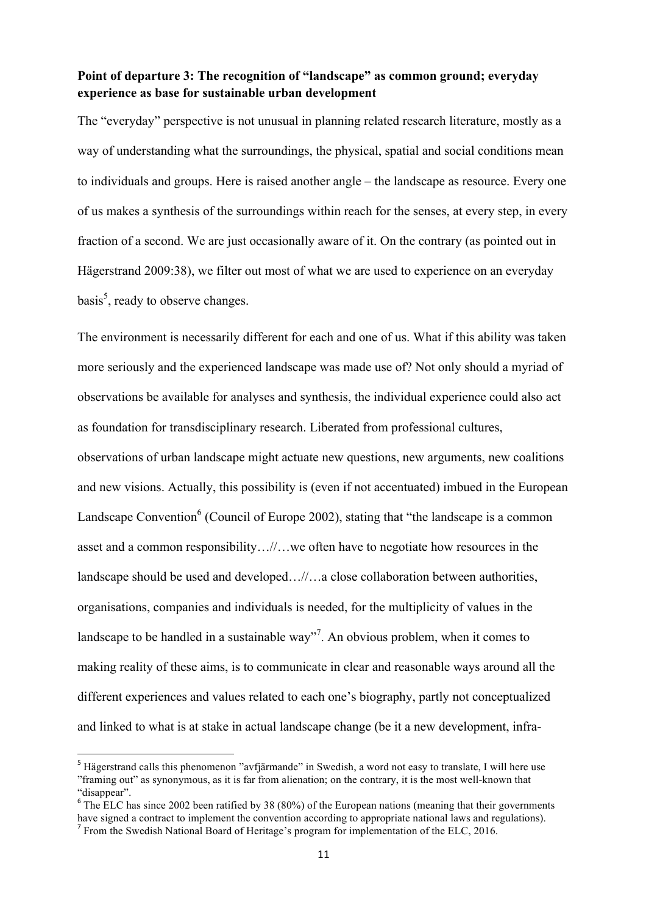**Point of departure 3: The recognition of "landscape" as common ground; everyday experience as base for sustainable urban development**

The "everyday" perspective is not unusual in planning related research literature, mostly as a way of understanding what the surroundings, the physical, spatial and social conditions mean to individuals and groups. Here is raised another angle – the landscape as resource. Every one of us makes a synthesis of the surroundings within reach for the senses, at every step, in every fraction of a second. We are just occasionally aware of it. On the contrary (as pointed out in Hägerstrand 2009:38), we filter out most of what we are used to experience on an everyday basis[5], ready to observe changes.

The environment is necessarily different for each and one of us. What if this ability was taken more seriously and the experienced landscape was made use of? Not only should a myriad of observations be available for analyses and synthesis, the individual experience could also act as foundation for transdisciplinary research. Liberated from professional cultures, observations of urban landscape might actuate new questions, new arguments, new coalitions and new visions. Actually, this possibility is (even if not accentuated) imbued in the European Landscape Convention[6] (Council of Europe 2002), stating that "the landscape is a common asset and a common responsibility…//…we often have to negotiate how resources in the landscape should be used and developed…//…a close collaboration between authorities, organisations, companies and individuals is needed, for the multiplicity of values in the landscape to be handled in a sustainable way"[7]. An obvious problem, when it comes to making reality of these aims, is to communicate in clear and reasonable ways around all the different experiences and values related to each one's biography, partly not conceptualized and linked to what is at stake in actual landscape change (be it a new development, infra-

---

[5] Hägerstrand calls this phenomenon "avfjärmande" in Swedish, a word not easy to translate, I will here use "framing out" as synonymous, as it is far from alienation; on the contrary, it is the most well-known that "disappear".

[6] The ELC has since 2002 been ratified by 38 (80%) of the European nations (meaning that their governments have signed a contract to implement the convention according to appropriate national laws and regulations).

[7] From the Swedish National Board of Heritage's program for implementation of the ELC, 2016.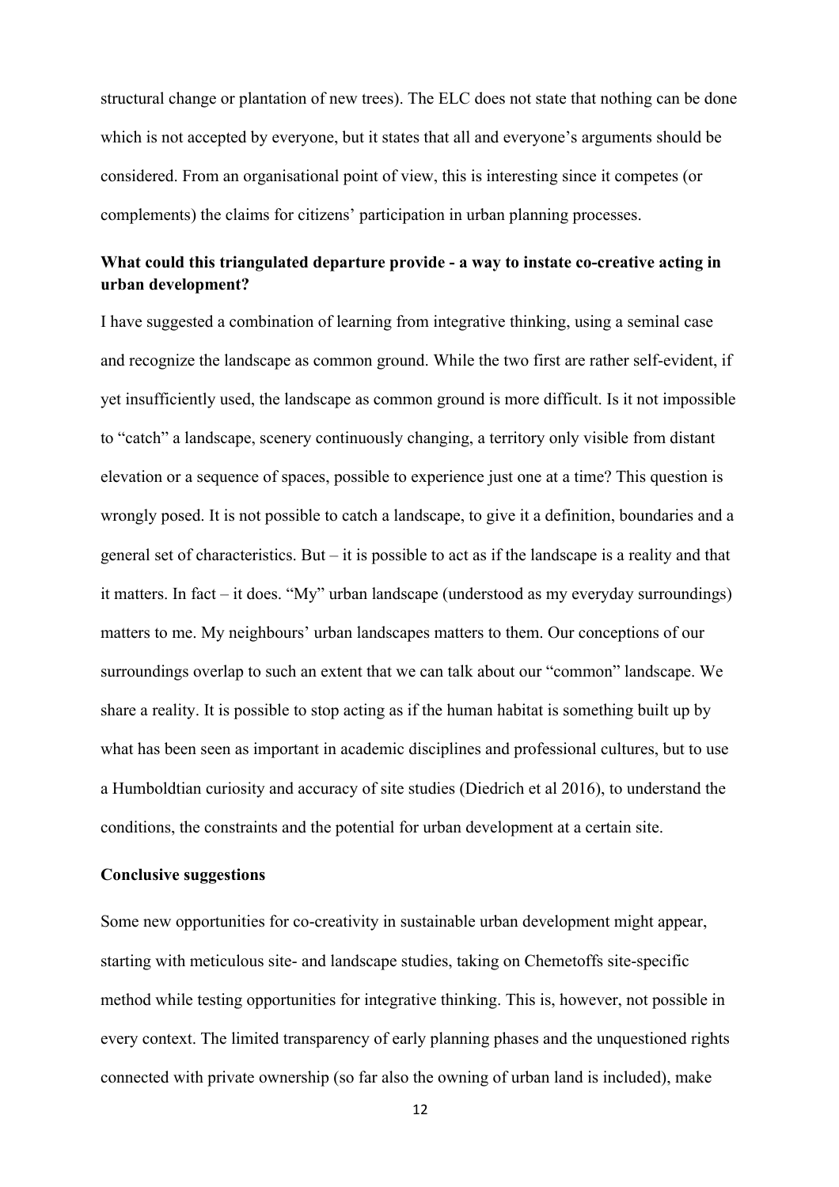structural change or plantation of new trees). The ELC does not state that nothing can be done which is not accepted by everyone, but it states that all and everyone's arguments should be considered. From an organisational point of view, this is interesting since it competes (or complements) the claims for citizens' participation in urban planning processes.

**What could this triangulated departure provide - a way to instate co-creative acting in urban development?**

I have suggested a combination of learning from integrative thinking, using a seminal case and recognize the landscape as common ground. While the two first are rather self-evident, if yet insufficiently used, the landscape as common ground is more difficult. Is it not impossible to "catch" a landscape, scenery continuously changing, a territory only visible from distant elevation or a sequence of spaces, possible to experience just one at a time? This question is wrongly posed. It is not possible to catch a landscape, to give it a definition, boundaries and a general set of characteristics. But – it is possible to act as if the landscape is a reality and that it matters. In fact – it does. "My" urban landscape (understood as my everyday surroundings) matters to me. My neighbours' urban landscapes matters to them. Our conceptions of our surroundings overlap to such an extent that we can talk about our "common" landscape. We share a reality. It is possible to stop acting as if the human habitat is something built up by what has been seen as important in academic disciplines and professional cultures, but to use a Humboldtian curiosity and accuracy of site studies (Diedrich et al 2016), to understand the conditions, the constraints and the potential for urban development at a certain site.

**Conclusive suggestions**

Some new opportunities for co-creativity in sustainable urban development might appear, starting with meticulous site- and landscape studies, taking on Chemetoffs site-specific method while testing opportunities for integrative thinking. This is, however, not possible in every context. The limited transparency of early planning phases and the unquestioned rights connected with private ownership (so far also the owning of urban land is included), make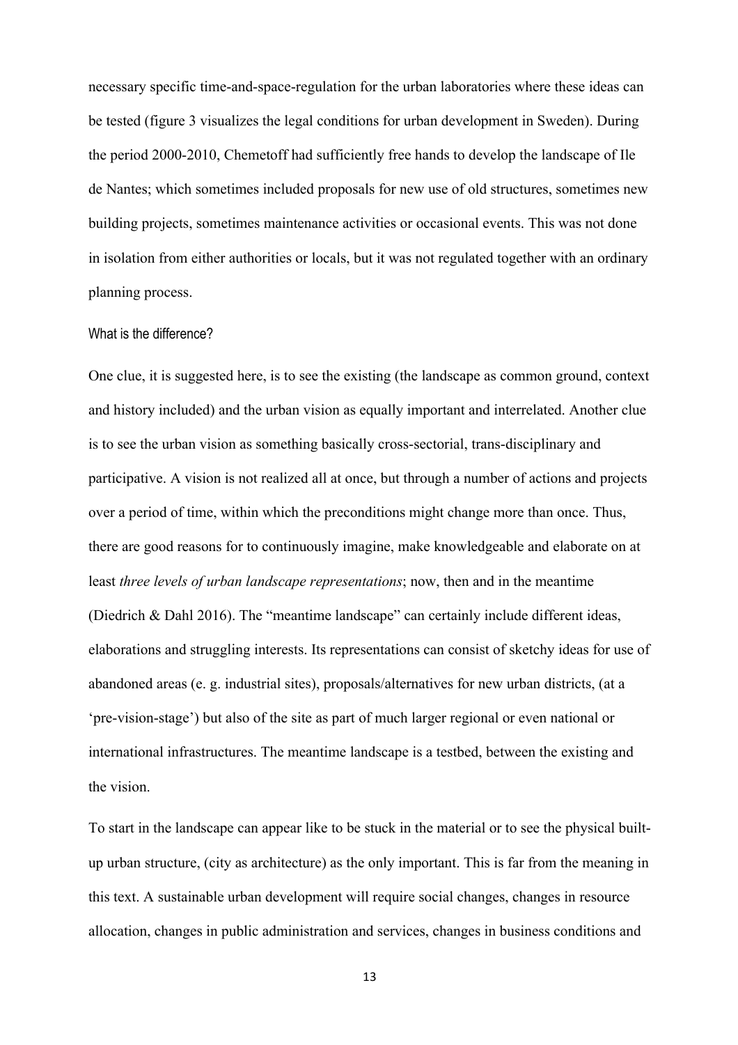necessary specific time-and-space-regulation for the urban laboratories where these ideas can be tested (figure 3 visualizes the legal conditions for urban development in Sweden). During the period 2000-2010, Chemetoff had sufficiently free hands to develop the landscape of Ile de Nantes; which sometimes included proposals for new use of old structures, sometimes new building projects, sometimes maintenance activities or occasional events. This was not done in isolation from either authorities or locals, but it was not regulated together with an ordinary planning process.

### What is the difference?

One clue, it is suggested here, is to see the existing (the landscape as common ground, context and history included) and the urban vision as equally important and interrelated. Another clue is to see the urban vision as something basically cross-sectorial, trans-disciplinary and participative. A vision is not realized all at once, but through a number of actions and projects over a period of time, within which the preconditions might change more than once. Thus, there are good reasons for to continuously imagine, make knowledgeable and elaborate on at least *three levels of urban landscape representations*; now, then and in the meantime (Diedrich & Dahl 2016). The "meantime landscape" can certainly include different ideas, elaborations and struggling interests. Its representations can consist of sketchy ideas for use of abandoned areas (e. g. industrial sites), proposals/alternatives for new urban districts, (at a 'pre-vision-stage') but also of the site as part of much larger regional or even national or international infrastructures. The meantime landscape is a testbed, between the existing and the vision.

To start in the landscape can appear like to be stuck in the material or to see the physical built-up urban structure, (city as architecture) as the only important. This is far from the meaning in this text. A sustainable urban development will require social changes, changes in resource allocation, changes in public administration and services, changes in business conditions and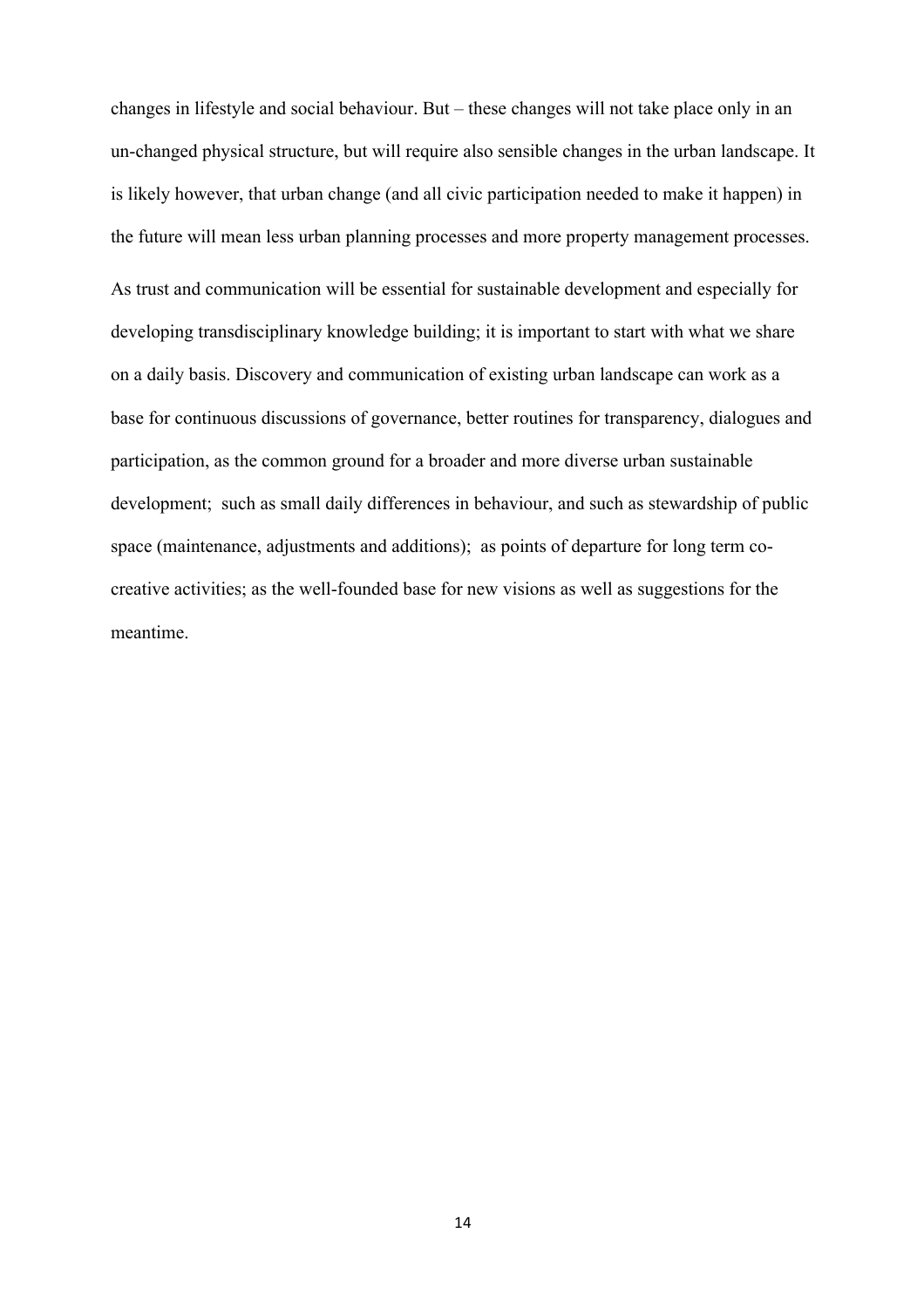changes in lifestyle and social behaviour. But – these changes will not take place only in an un-changed physical structure, but will require also sensible changes in the urban landscape. It is likely however, that urban change (and all civic participation needed to make it happen) in the future will mean less urban planning processes and more property management processes.

As trust and communication will be essential for sustainable development and especially for developing transdisciplinary knowledge building; it is important to start with what we share on a daily basis. Discovery and communication of existing urban landscape can work as a base for continuous discussions of governance, better routines for transparency, dialogues and participation, as the common ground for a broader and more diverse urban sustainable development;  such as small daily differences in behaviour, and such as stewardship of public space (maintenance, adjustments and additions);  as points of departure for long term co-creative activities; as the well-founded base for new visions as well as suggestions for the meantime.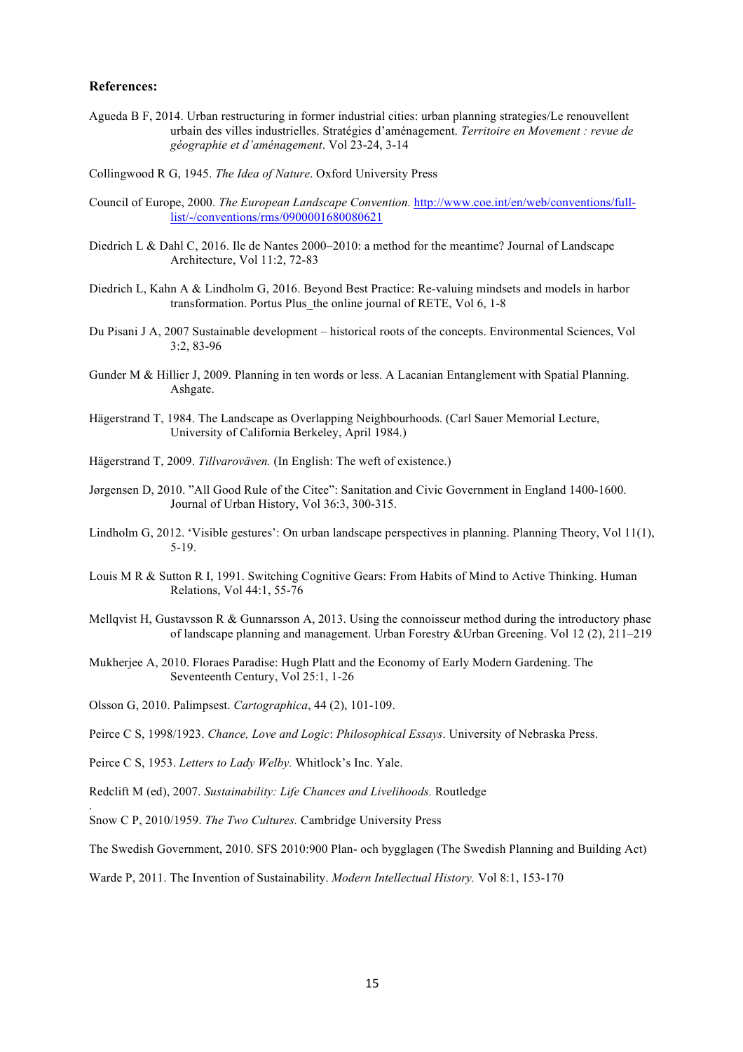**References:**

Agueda B F, 2014. Urban restructuring in former industrial cities: urban planning strategies/Le renouvellent urbain des villes industrielles. Stratégies d'aménagement. *Territoire en Movement : revue de géographie et d'aménagement*. Vol 23-24, 3-14

Collingwood R G, 1945. *The Idea of Nature*. Oxford University Press

Council of Europe, 2000. *The European Landscape Convention.* http://www.coe.int/en/web/conventions/full-list/-/conventions/rms/0900001680080621

Diedrich L & Dahl C, 2016. Ile de Nantes 2000–2010: a method for the meantime? Journal of Landscape Architecture, Vol 11:2, 72-83

Diedrich L, Kahn A & Lindholm G, 2016. Beyond Best Practice: Re-valuing mindsets and models in harbor transformation. Portus Plus_the online journal of RETE, Vol 6, 1-8

Du Pisani J A, 2007 Sustainable development – historical roots of the concepts. Environmental Sciences, Vol 3:2, 83-96

Gunder M & Hillier J, 2009. Planning in ten words or less. A Lacanian Entanglement with Spatial Planning. Ashgate.

Hägerstrand T, 1984. The Landscape as Overlapping Neighbourhoods. (Carl Sauer Memorial Lecture, University of California Berkeley, April 1984.)

Hägerstrand T, 2009. *Tillvaroväven.* (In English: The weft of existence.)

Jørgensen D, 2010. "All Good Rule of the Citee": Sanitation and Civic Government in England 1400-1600. Journal of Urban History, Vol 36:3, 300-315.

Lindholm G, 2012. 'Visible gestures': On urban landscape perspectives in planning. Planning Theory, Vol 11(1), 5-19.

Louis M R & Sutton R I, 1991. Switching Cognitive Gears: From Habits of Mind to Active Thinking. Human Relations, Vol 44:1, 55-76

Mellqvist H, Gustavsson R & Gunnarsson A, 2013. Using the connoisseur method during the introductory phase of landscape planning and management. Urban Forestry &Urban Greening. Vol 12 (2), 211–219

Mukherjee A, 2010. Floraes Paradise: Hugh Platt and the Economy of Early Modern Gardening. The Seventeenth Century, Vol 25:1, 1-26

Olsson G, 2010. Palimpsest. *Cartographica*, 44 (2), 101-109.

Peirce C S, 1998/1923. *Chance, Love and Logic*: *Philosophical Essays*. University of Nebraska Press.

Peirce C S, 1953. *Letters to Lady Welby.* Whitlock's Inc. Yale.

Redclift M (ed), 2007. *Sustainability: Life Chances and Livelihoods.* Routledge

Snow C P, 2010/1959. *The Two Cultures.* Cambridge University Press

The Swedish Government, 2010. SFS 2010:900 Plan- och bygglagen (The Swedish Planning and Building Act)

Warde P, 2011. The Invention of Sustainability. *Modern Intellectual History.* Vol 8:1, 153-170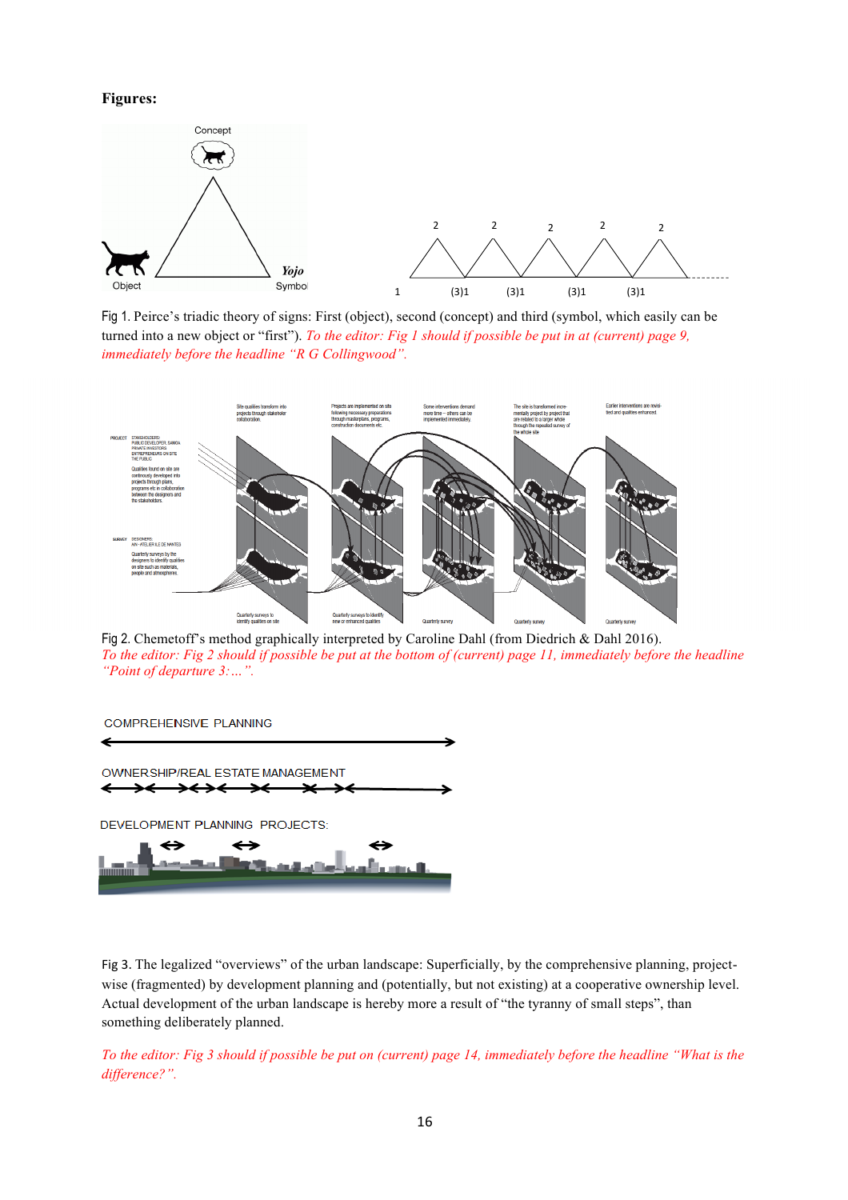**Figures:**

Concept

Object

Yojo

Symbol

2 2 2 2 2

1 (3)1 (3)1 (3)1 (3)1

Fig 1. Peirce's triadic theory of signs: First (object), second (concept) and third (symbol, which easily can be turned into a new object or "first"). *To the editor: Fig 1 should if possible be put in at (current) page 9, immediately before the headline "R G Collingwood".*

Fig 2. Chemetoff's method graphically interpreted by Caroline Dahl (from Diedrich & Dahl 2016). *To the editor: Fig 2 should if possible be put at the bottom of (current) page 11, immediately before the headline "Point of departure 3:…".*

COMPREHENSIVE PLANNING

OWNERSHIP/REAL ESTATE MANAGEMENT

DEVELOPMENT PLANNING PROJECTS:

Fig 3. The legalized "overviews" of the urban landscape: Superficially, by the comprehensive planning, project-wise (fragmented) by development planning and (potentially, but not existing) at a cooperative ownership level. Actual development of the urban landscape is hereby more a result of "the tyranny of small steps", than something deliberately planned.

*To the editor: Fig 3 should if possible be put on (current) page 14, immediately before the headline "What is the difference?".*